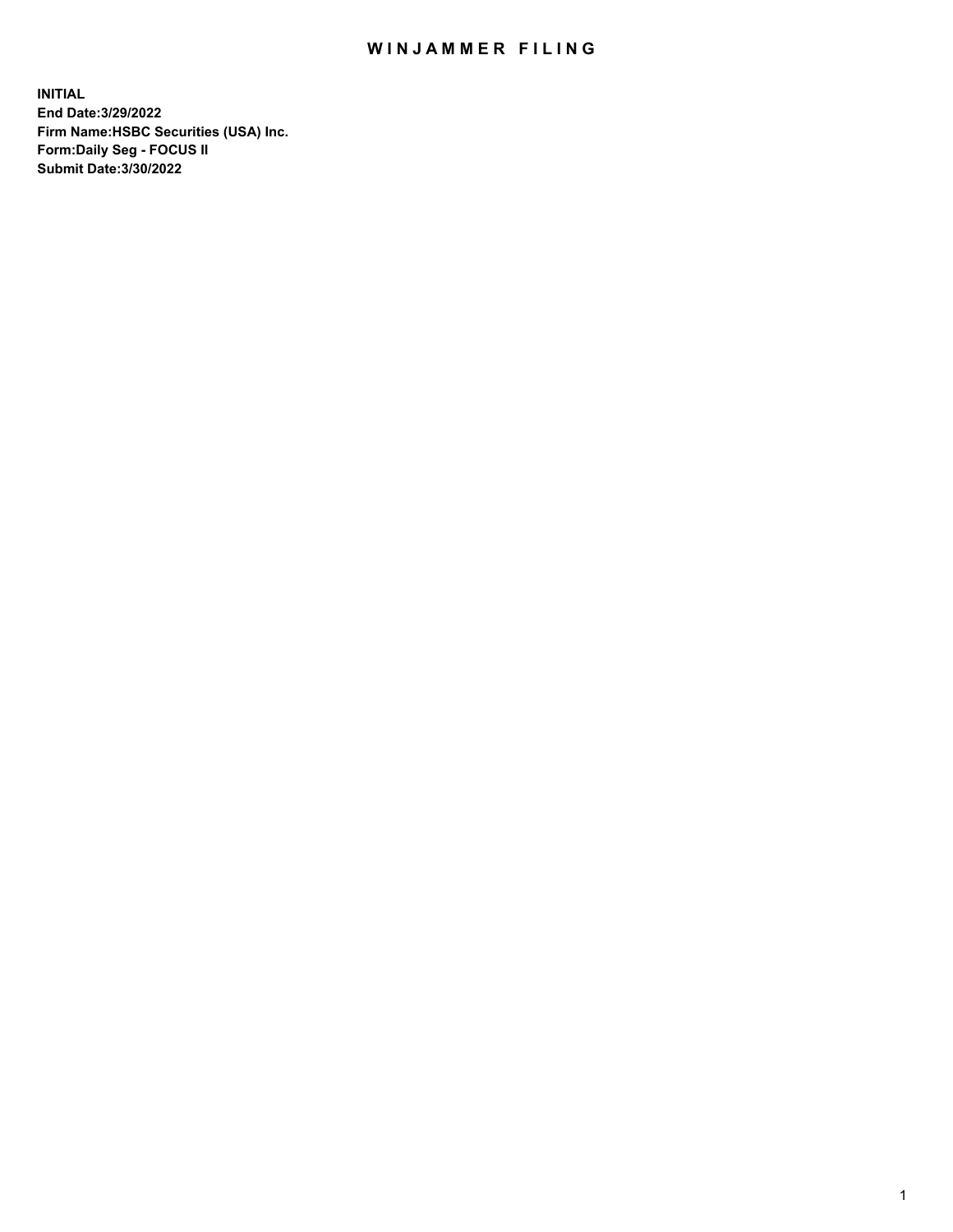# WINJAMMER FILING

**INITIAL**
**End Date:3/29/2022**
**Firm Name:HSBC Securities (USA) Inc.**
**Form:Daily Seg - FOCUS II**
**Submit Date:3/30/2022**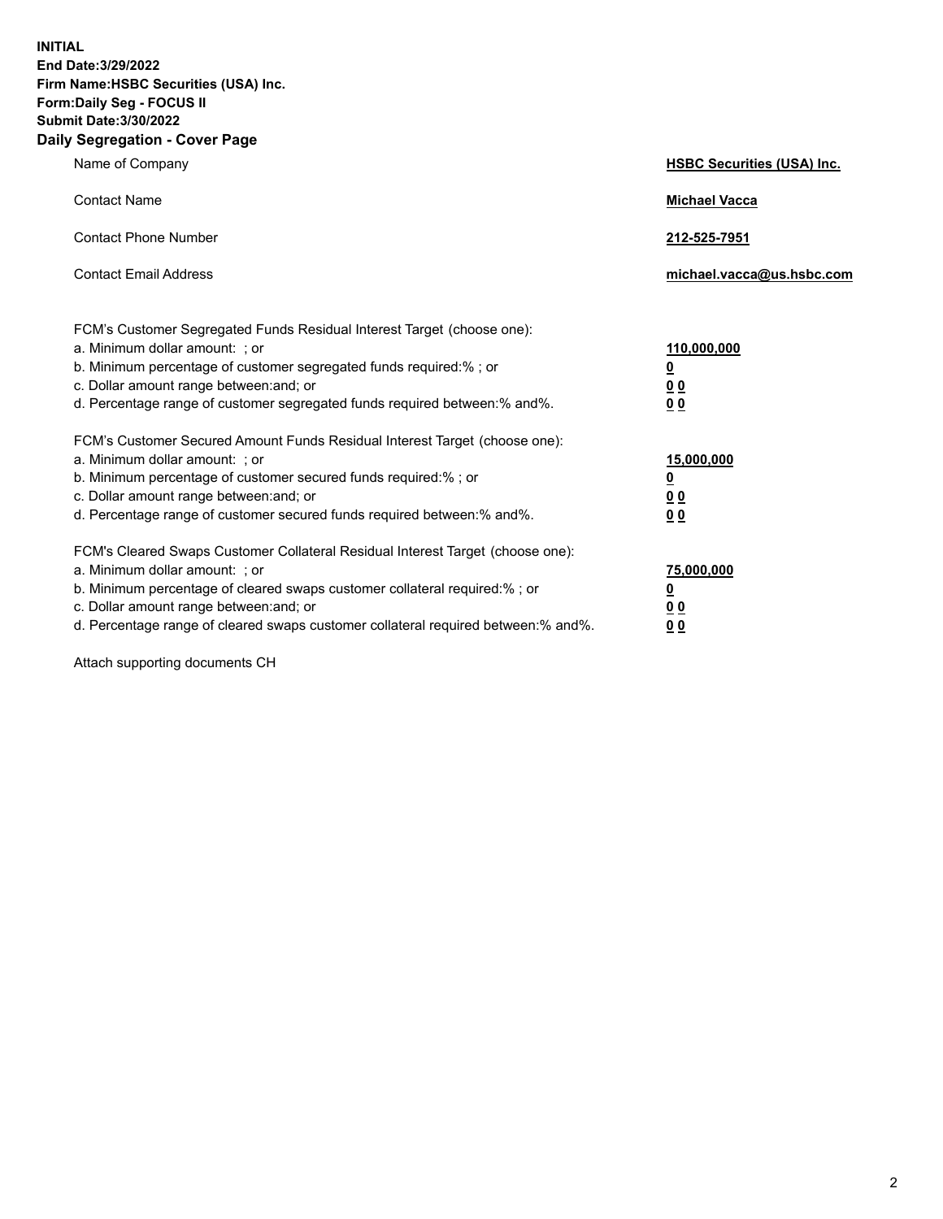**INITIAL**
**End Date:3/29/2022**
**Firm Name:HSBC Securities (USA) Inc.**
**Form:Daily Seg - FOCUS II**
**Submit Date:3/30/2022**

## Daily Segregation - Cover Page

| | |
|---|---|
| Name of Company | **HSBC Securities (USA) Inc.** |
| Contact Name | **Michael Vacca** |
| Contact Phone Number | **212-525-7951** |
| Contact Email Address | **michael.vacca@us.hsbc.com** |

| | |
|---|---|
| FCM's Customer Segregated Funds Residual Interest Target (choose one): | |
| a. Minimum dollar amount: ; or | **110,000,000** |
| b. Minimum percentage of customer segregated funds required:% ; or | **0** |
| c. Dollar amount range between:and; or | **0 0** |
| d. Percentage range of customer segregated funds required between:% and%. | **0 0** |

| | |
|---|---|
| FCM's Customer Secured Amount Funds Residual Interest Target (choose one): | |
| a. Minimum dollar amount: ; or | **15,000,000** |
| b. Minimum percentage of customer secured funds required:% ; or | **0** |
| c. Dollar amount range between:and; or | **0 0** |
| d. Percentage range of customer secured funds required between:% and%. | **0 0** |

| | |
|---|---|
| FCM's Cleared Swaps Customer Collateral Residual Interest Target (choose one): | |
| a. Minimum dollar amount: ; or | **75,000,000** |
| b. Minimum percentage of cleared swaps customer collateral required:% ; or | **0** |
| c. Dollar amount range between:and; or | **0 0** |
| d. Percentage range of cleared swaps customer collateral required between:% and%. | **0 0** |

Attach supporting documents CH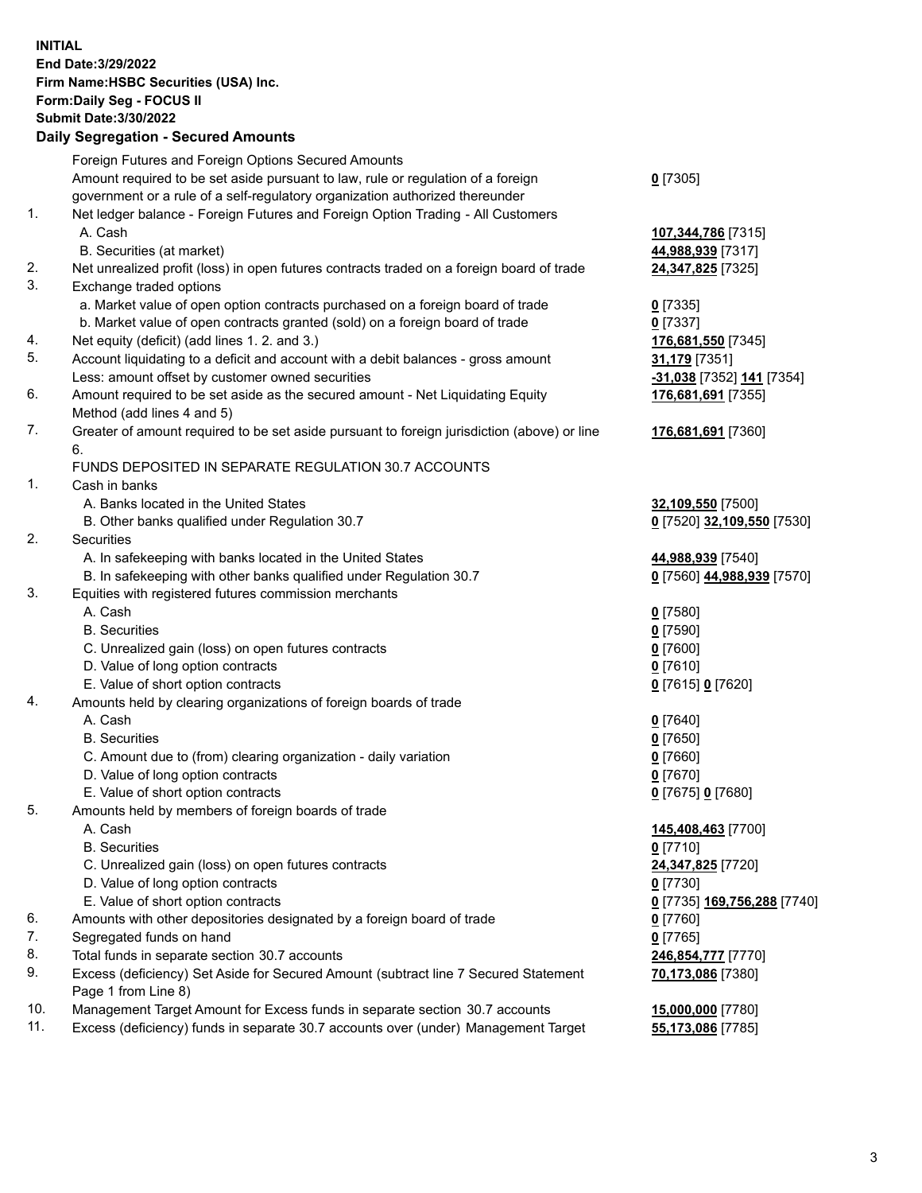**INITIAL**
**End Date:3/29/2022**
**Firm Name:HSBC Securities (USA) Inc.**
**Form:Daily Seg - FOCUS II**
**Submit Date:3/30/2022**

**Daily Segregation - Secured Amounts**

| | | |
|---|---|---|
| | Foreign Futures and Foreign Options Secured Amounts | |
| | Amount required to be set aside pursuant to law, rule or regulation of a foreign government or a rule of a self-regulatory organization authorized thereunder | **0** [7305] |
| 1. | Net ledger balance - Foreign Futures and Foreign Option Trading - All Customers | |
| | A. Cash | **107,344,786** [7315] |
| | B. Securities (at market) | **44,988,939** [7317] |
| 2. | Net unrealized profit (loss) in open futures contracts traded on a foreign board of trade | **24,347,825** [7325] |
| 3. | Exchange traded options | |
| | a. Market value of open option contracts purchased on a foreign board of trade | **0** [7335] |
| | b. Market value of open contracts granted (sold) on a foreign board of trade | **0** [7337] |
| 4. | Net equity (deficit) (add lines 1. 2. and 3.) | **176,681,550** [7345] |
| 5. | Account liquidating to a deficit and account with a debit balances - gross amount | **31,179** [7351] |
| | Less: amount offset by customer owned securities | **-31,038** [7352] **141** [7354] |
| 6. | Amount required to be set aside as the secured amount - Net Liquidating Equity Method (add lines 4 and 5) | **176,681,691** [7355] |
| 7. | Greater of amount required to be set aside pursuant to foreign jurisdiction (above) or line 6. | **176,681,691** [7360] |
| | FUNDS DEPOSITED IN SEPARATE REGULATION 30.7 ACCOUNTS | |
| 1. | Cash in banks | |
| | A. Banks located in the United States | **32,109,550** [7500] |
| | B. Other banks qualified under Regulation 30.7 | **0** [7520] **32,109,550** [7530] |
| 2. | Securities | |
| | A. In safekeeping with banks located in the United States | **44,988,939** [7540] |
| | B. In safekeeping with other banks qualified under Regulation 30.7 | **0** [7560] **44,988,939** [7570] |
| 3. | Equities with registered futures commission merchants | |
| | A. Cash | **0** [7580] |
| | B. Securities | **0** [7590] |
| | C. Unrealized gain (loss) on open futures contracts | **0** [7600] |
| | D. Value of long option contracts | **0** [7610] |
| | E. Value of short option contracts | **0** [7615] **0** [7620] |
| 4. | Amounts held by clearing organizations of foreign boards of trade | |
| | A. Cash | **0** [7640] |
| | B. Securities | **0** [7650] |
| | C. Amount due to (from) clearing organization - daily variation | **0** [7660] |
| | D. Value of long option contracts | **0** [7670] |
| | E. Value of short option contracts | **0** [7675] **0** [7680] |
| 5. | Amounts held by members of foreign boards of trade | |
| | A. Cash | **145,408,463** [7700] |
| | B. Securities | **0** [7710] |
| | C. Unrealized gain (loss) on open futures contracts | **24,347,825** [7720] |
| | D. Value of long option contracts | **0** [7730] |
| | E. Value of short option contracts | **0** [7735] **169,756,288** [7740] |
| 6. | Amounts with other depositories designated by a foreign board of trade | **0** [7760] |
| 7. | Segregated funds on hand | **0** [7765] |
| 8. | Total funds in separate section 30.7 accounts | **246,854,777** [7770] |
| 9. | Excess (deficiency) Set Aside for Secured Amount (subtract line 7 Secured Statement Page 1 from Line 8) | **70,173,086** [7380] |
| 10. | Management Target Amount for Excess funds in separate section 30.7 accounts | **15,000,000** [7780] |
| 11. | Excess (deficiency) funds in separate 30.7 accounts over (under) Management Target | **55,173,086** [7785] |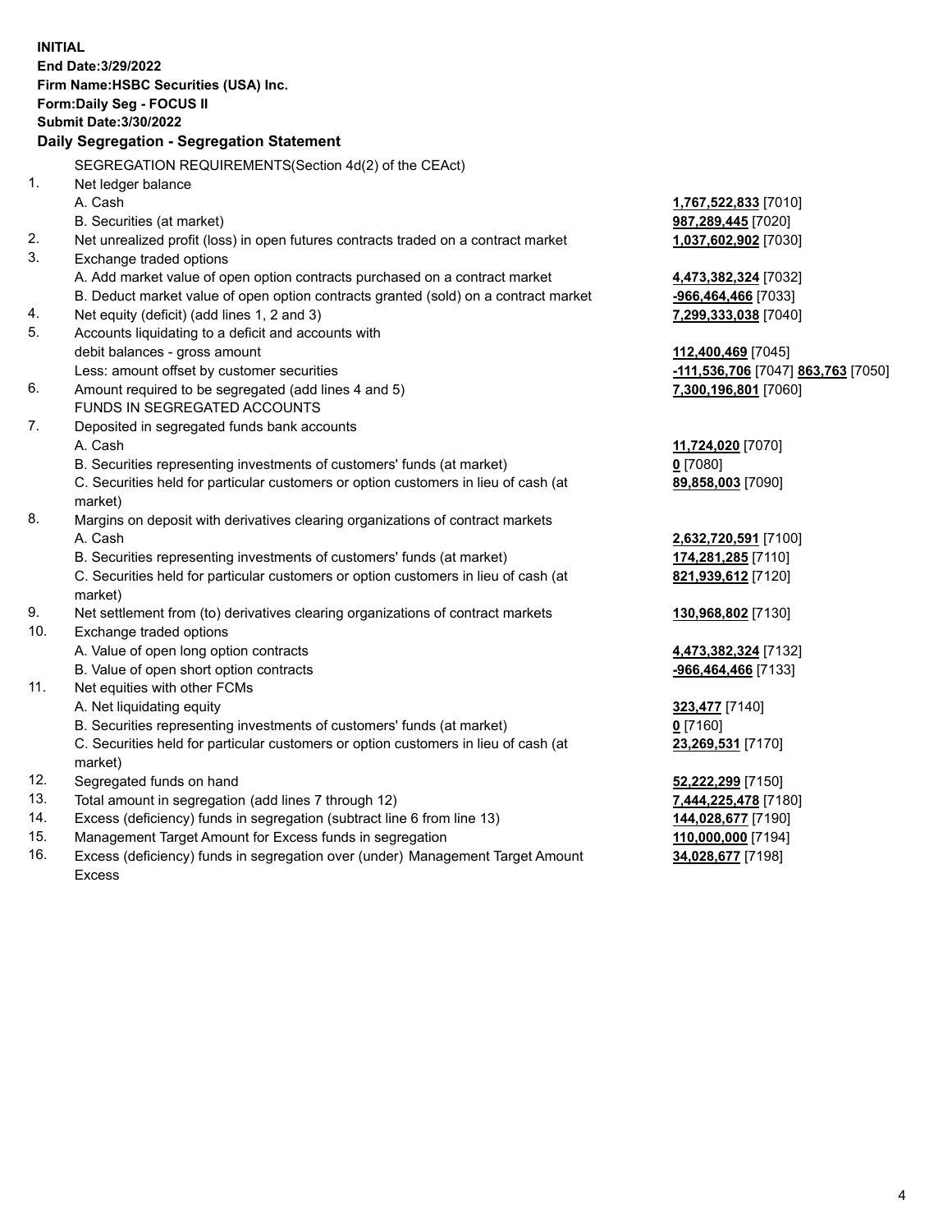**INITIAL**
**End Date:3/29/2022**
**Firm Name:HSBC Securities (USA) Inc.**
**Form:Daily Seg - FOCUS II**
**Submit Date:3/30/2022**

### Daily Segregation - Segregation Statement

| | | |
|---|---|---|
| | SEGREGATION REQUIREMENTS(Section 4d(2) of the CEAct) | |
| 1. | Net ledger balance | |
| | A. Cash | 1,767,522,833 [7010] |
| | B. Securities (at market) | 987,289,445 [7020] |
| 2. | Net unrealized profit (loss) in open futures contracts traded on a contract market | 1,037,602,902 [7030] |
| 3. | Exchange traded options | |
| | A. Add market value of open option contracts purchased on a contract market | 4,473,382,324 [7032] |
| | B. Deduct market value of open option contracts granted (sold) on a contract market | -966,464,466 [7033] |
| 4. | Net equity (deficit) (add lines 1, 2 and 3) | 7,299,333,038 [7040] |
| 5. | Accounts liquidating to a deficit and accounts with debit balances - gross amount | 112,400,469 [7045] |
| | Less: amount offset by customer securities | -111,536,706 [7047] 863,763 [7050] |
| 6. | Amount required to be segregated (add lines 4 and 5) | 7,300,196,801 [7060] |
| | FUNDS IN SEGREGATED ACCOUNTS | |
| 7. | Deposited in segregated funds bank accounts | |
| | A. Cash | 11,724,020 [7070] |
| | B. Securities representing investments of customers' funds (at market) | 0 [7080] |
| | C. Securities held for particular customers or option customers in lieu of cash (at market) | 89,858,003 [7090] |
| 8. | Margins on deposit with derivatives clearing organizations of contract markets | |
| | A. Cash | 2,632,720,591 [7100] |
| | B. Securities representing investments of customers' funds (at market) | 174,281,285 [7110] |
| | C. Securities held for particular customers or option customers in lieu of cash (at market) | 821,939,612 [7120] |
| 9. | Net settlement from (to) derivatives clearing organizations of contract markets | 130,968,802 [7130] |
| 10. | Exchange traded options | |
| | A. Value of open long option contracts | 4,473,382,324 [7132] |
| | B. Value of open short option contracts | -966,464,466 [7133] |
| 11. | Net equities with other FCMs | |
| | A. Net liquidating equity | 323,477 [7140] |
| | B. Securities representing investments of customers' funds (at market) | 0 [7160] |
| | C. Securities held for particular customers or option customers in lieu of cash (at market) | 23,269,531 [7170] |
| 12. | Segregated funds on hand | 52,222,299 [7150] |
| 13. | Total amount in segregation (add lines 7 through 12) | 7,444,225,478 [7180] |
| 14. | Excess (deficiency) funds in segregation (subtract line 6 from line 13) | 144,028,677 [7190] |
| 15. | Management Target Amount for Excess funds in segregation | 110,000,000 [7194] |
| 16. | Excess (deficiency) funds in segregation over (under) Management Target Amount Excess | 34,028,677 [7198] |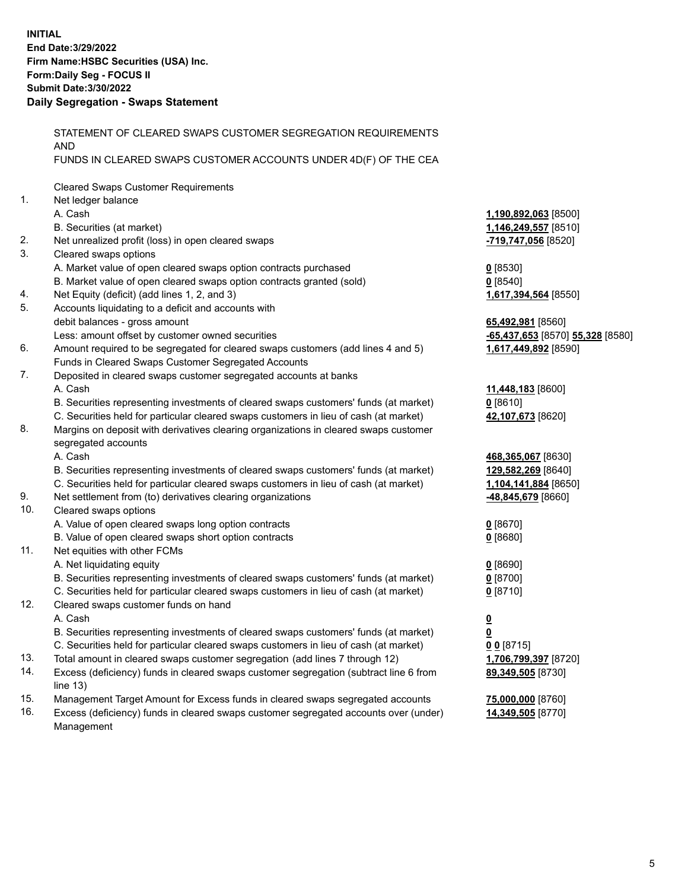**INITIAL**
**End Date:3/29/2022**
**Firm Name:HSBC Securities (USA) Inc.**
**Form:Daily Seg - FOCUS II**
**Submit Date:3/30/2022**
**Daily Segregation - Swaps Statement**

STATEMENT OF CLEARED SWAPS CUSTOMER SEGREGATION REQUIREMENTS AND FUNDS IN CLEARED SWAPS CUSTOMER ACCOUNTS UNDER 4D(F) OF THE CEA

| | | |
|---|---|---|
| | Cleared Swaps Customer Requirements | |
| 1. | Net ledger balance | |
| | A. Cash | **1,190,892,063** [8500] |
| | B. Securities (at market) | **1,146,249,557** [8510] |
| 2. | Net unrealized profit (loss) in open cleared swaps | **-719,747,056** [8520] |
| 3. | Cleared swaps options | |
| | A. Market value of open cleared swaps option contracts purchased | **0** [8530] |
| | B. Market value of open cleared swaps option contracts granted (sold) | **0** [8540] |
| 4. | Net Equity (deficit) (add lines 1, 2, and 3) | **1,617,394,564** [8550] |
| 5. | Accounts liquidating to a deficit and accounts with debit balances - gross amount | **65,492,981** [8560] |
| | Less: amount offset by customer owned securities | **-65,437,653** [8570] **55,328** [8580] |
| 6. | Amount required to be segregated for cleared swaps customers (add lines 4 and 5) | **1,617,449,892** [8590] |
| | Funds in Cleared Swaps Customer Segregated Accounts | |
| 7. | Deposited in cleared swaps customer segregated accounts at banks | |
| | A. Cash | **11,448,183** [8600] |
| | B. Securities representing investments of cleared swaps customers' funds (at market) | **0** [8610] |
| | C. Securities held for particular cleared swaps customers in lieu of cash (at market) | **42,107,673** [8620] |
| 8. | Margins on deposit with derivatives clearing organizations in cleared swaps customer segregated accounts | |
| | A. Cash | **468,365,067** [8630] |
| | B. Securities representing investments of cleared swaps customers' funds (at market) | **129,582,269** [8640] |
| | C. Securities held for particular cleared swaps customers in lieu of cash (at market) | **1,104,141,884** [8650] |
| 9. | Net settlement from (to) derivatives clearing organizations | **-48,845,679** [8660] |
| 10. | Cleared swaps options | |
| | A. Value of open cleared swaps long option contracts | **0** [8670] |
| | B. Value of open cleared swaps short option contracts | **0** [8680] |
| 11. | Net equities with other FCMs | |
| | A. Net liquidating equity | **0** [8690] |
| | B. Securities representing investments of cleared swaps customers' funds (at market) | **0** [8700] |
| | C. Securities held for particular cleared swaps customers in lieu of cash (at market) | **0** [8710] |
| 12. | Cleared swaps customer funds on hand | |
| | A. Cash | **0** |
| | B. Securities representing investments of cleared swaps customers' funds (at market) | **0** |
| | C. Securities held for particular cleared swaps customers in lieu of cash (at market) | **0** **0** [8715] |
| 13. | Total amount in cleared swaps customer segregation (add lines 7 through 12) | **1,706,799,397** [8720] |
| 14. | Excess (deficiency) funds in cleared swaps customer segregation (subtract line 6 from line 13) | **89,349,505** [8730] |
| 15. | Management Target Amount for Excess funds in cleared swaps segregated accounts | **75,000,000** [8760] |
| 16. | Excess (deficiency) funds in cleared swaps customer segregated accounts over (under) Management | **14,349,505** [8770] |